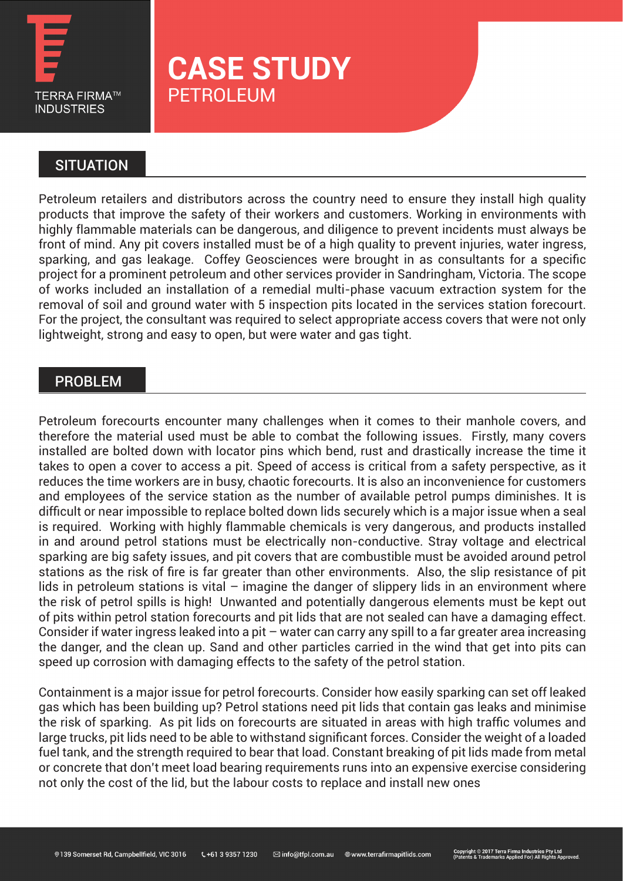TERRA FIRMA™ INDUSTRIES

# CASE STUDY
## PETROLEUM

### SITUATION

Petroleum retailers and distributors across the country need to ensure they install high quality products that improve the safety of their workers and customers. Working in environments with highly flammable materials can be dangerous, and diligence to prevent incidents must always be front of mind. Any pit covers installed must be of a high quality to prevent injuries, water ingress, sparking, and gas leakage. Coffey Geosciences were brought in as consultants for a specific project for a prominent petroleum and other services provider in Sandringham, Victoria. The scope of works included an installation of a remedial multi-phase vacuum extraction system for the removal of soil and ground water with 5 inspection pits located in the services station forecourt. For the project, the consultant was required to select appropriate access covers that were not only lightweight, strong and easy to open, but were water and gas tight.

### PROBLEM

Petroleum forecourts encounter many challenges when it comes to their manhole covers, and therefore the material used must be able to combat the following issues. Firstly, many covers installed are bolted down with locator pins which bend, rust and drastically increase the time it takes to open a cover to access a pit. Speed of access is critical from a safety perspective, as it reduces the time workers are in busy, chaotic forecourts. It is also an inconvenience for customers and employees of the service station as the number of available petrol pumps diminishes. It is difficult or near impossible to replace bolted down lids securely which is a major issue when a seal is required. Working with highly flammable chemicals is very dangerous, and products installed in and around petrol stations must be electrically non-conductive. Stray voltage and electrical sparking are big safety issues, and pit covers that are combustible must be avoided around petrol stations as the risk of fire is far greater than other environments. Also, the slip resistance of pit lids in petroleum stations is vital – imagine the danger of slippery lids in an environment where the risk of petrol spills is high! Unwanted and potentially dangerous elements must be kept out of pits within petrol station forecourts and pit lids that are not sealed can have a damaging effect. Consider if water ingress leaked into a pit – water can carry any spill to a far greater area increasing the danger, and the clean up. Sand and other particles carried in the wind that get into pits can speed up corrosion with damaging effects to the safety of the petrol station.

Containment is a major issue for petrol forecourts. Consider how easily sparking can set off leaked gas which has been building up? Petrol stations need pit lids that contain gas leaks and minimise the risk of sparking. As pit lids on forecourts are situated in areas with high traffic volumes and large trucks, pit lids need to be able to withstand significant forces. Consider the weight of a loaded fuel tank, and the strength required to bear that load. Constant breaking of pit lids made from metal or concrete that don't meet load bearing requirements runs into an expensive exercise considering not only the cost of the lid, but the labour costs to replace and install new ones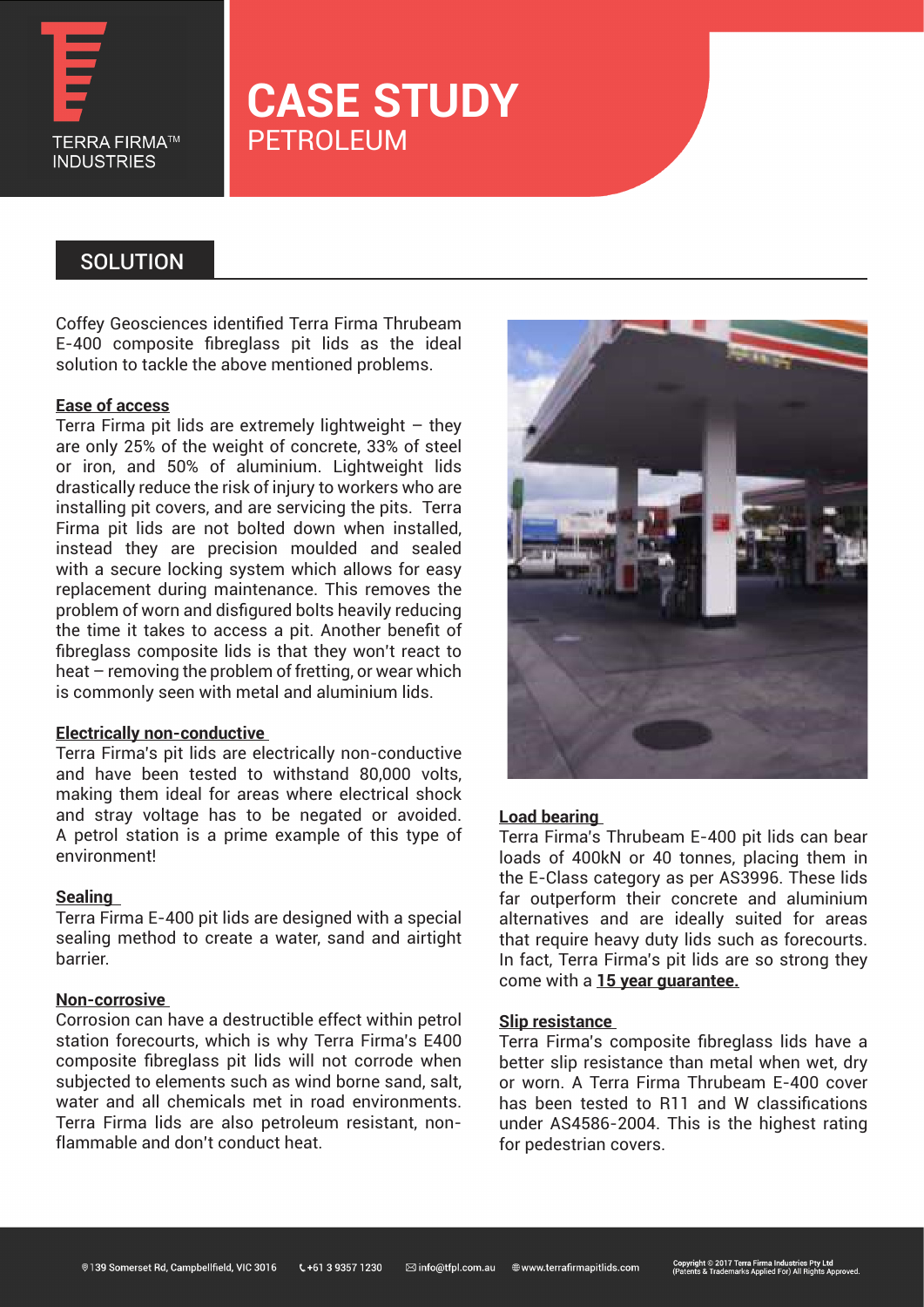# CASE STUDY

PETROLEUM

## SOLUTION

Coffey Geosciences identified Terra Firma Thrubeam E-400 composite fibreglass pit lids as the ideal solution to tackle the above mentioned problems.

### Ease of access

Terra Firma pit lids are extremely lightweight – they are only 25% of the weight of concrete, 33% of steel or iron, and 50% of aluminium. Lightweight lids drastically reduce the risk of injury to workers who are installing pit covers, and are servicing the pits. Terra Firma pit lids are not bolted down when installed, instead they are precision moulded and sealed with a secure locking system which allows for easy replacement during maintenance. This removes the problem of worn and disfigured bolts heavily reducing the time it takes to access a pit. Another benefit of fibreglass composite lids is that they won't react to heat – removing the problem of fretting, or wear which is commonly seen with metal and aluminium lids.

### Electrically non-conductive

Terra Firma's pit lids are electrically non-conductive and have been tested to withstand 80,000 volts, making them ideal for areas where electrical shock and stray voltage has to be negated or avoided. A petrol station is a prime example of this type of environment!

### Sealing

Terra Firma E-400 pit lids are designed with a special sealing method to create a water, sand and airtight barrier.

### Non-corrosive

Corrosion can have a destructible effect within petrol station forecourts, which is why Terra Firma's E400 composite fibreglass pit lids will not corrode when subjected to elements such as wind borne sand, salt, water and all chemicals met in road environments. Terra Firma lids are also petroleum resistant, non-flammable and don't conduct heat.

### Load bearing

Terra Firma's Thrubeam E-400 pit lids can bear loads of 400kN or 40 tonnes, placing them in the E-Class category as per AS3996. These lids far outperform their concrete and aluminium alternatives and are ideally suited for areas that require heavy duty lids such as forecourts. In fact, Terra Firma's pit lids are so strong they come with a **15 year guarantee.**

### Slip resistance

Terra Firma's composite fibreglass lids have a better slip resistance than metal when wet, dry or worn. A Terra Firma Thrubeam E-400 cover has been tested to R11 and W classifications under AS4586-2004. This is the highest rating for pedestrian covers.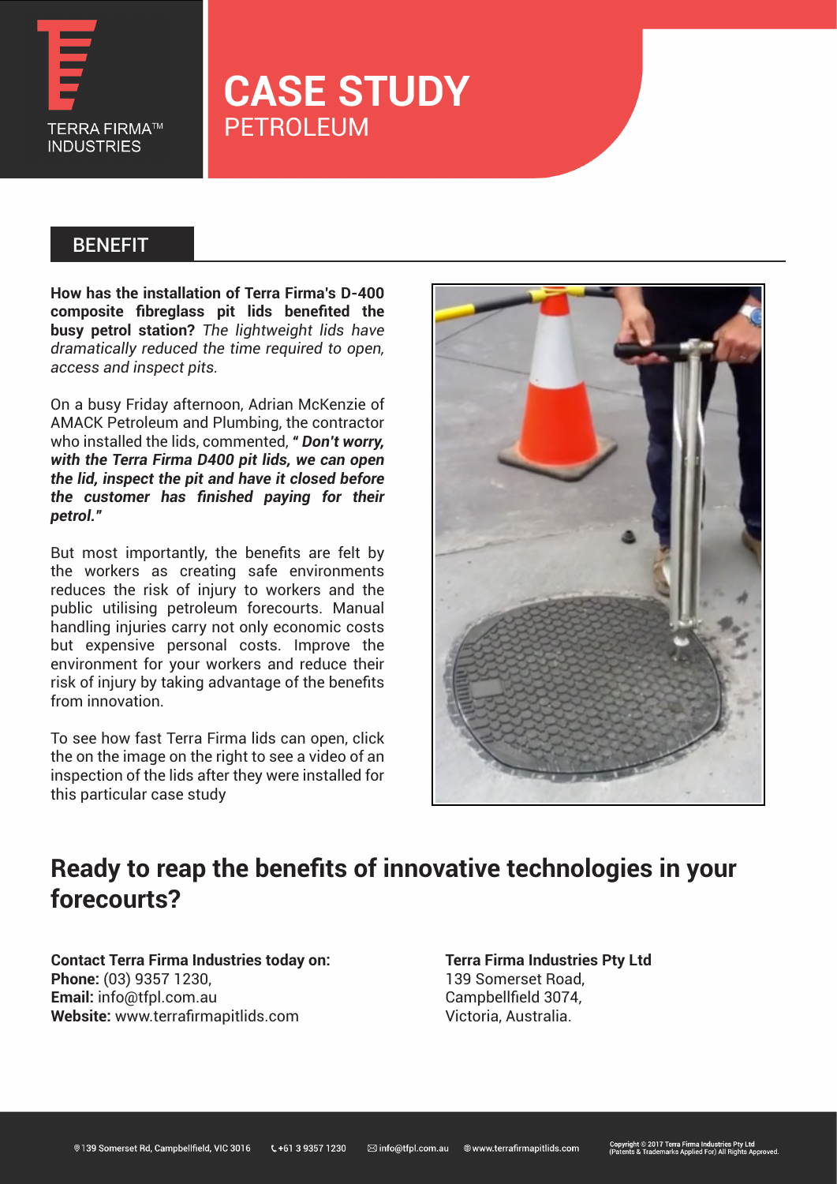TERRA FIRMA™ INDUSTRIES

# CASE STUDY
PETROLEUM

## BENEFIT

**How has the installation of Terra Firma's D-400 composite fibreglass pit lids benefited the busy petrol station?** *The lightweight lids have dramatically reduced the time required to open, access and inspect pits.*

On a busy Friday afternoon, Adrian McKenzie of AMACK Petroleum and Plumbing, the contractor who installed the lids, commented, ***" Don't worry, with the Terra Firma D400 pit lids, we can open the lid, inspect the pit and have it closed before the customer has finished paying for their petrol."***

But most importantly, the benefits are felt by the workers as creating safe environments reduces the risk of injury to workers and the public utilising petroleum forecourts. Manual handling injuries carry not only economic costs but expensive personal costs. Improve the environment for your workers and reduce their risk of injury by taking advantage of the benefits from innovation.

To see how fast Terra Firma lids can open, click the on the image on the right to see a video of an inspection of the lids after they were installed for this particular case study

## Ready to reap the benefits of innovative technologies in your forecourts?

**Contact Terra Firma Industries today on:**
**Phone:** (03) 9357 1230,
**Email:** info@tfpl.com.au
**Website:** www.terrafirmapitlids.com

**Terra Firma Industries Pty Ltd**
139 Somerset Road,
Campbellfield 3074,
Victoria, Australia.